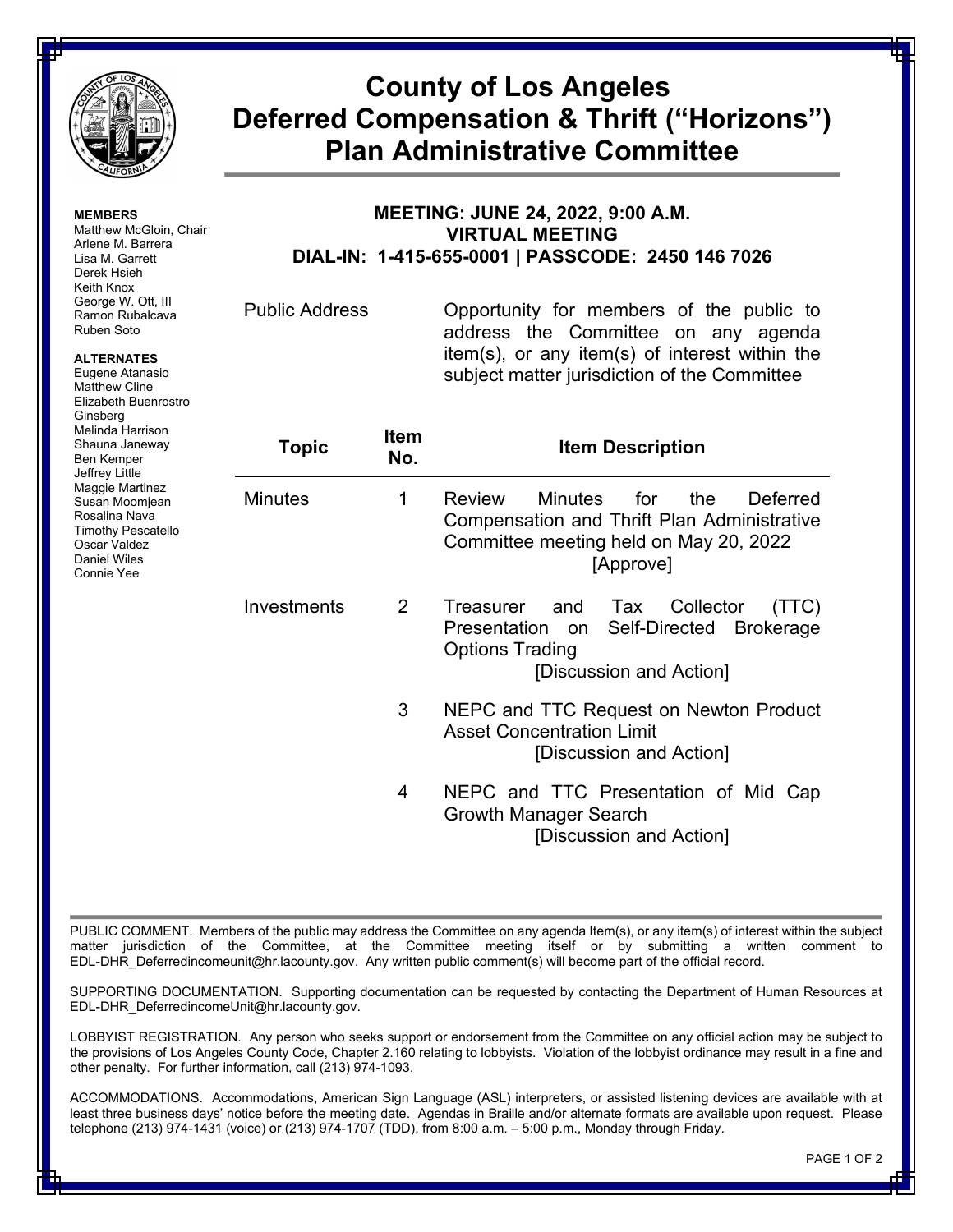# County of Los Angeles Deferred Compensation & Thrift ("Horizons") Plan Administrative Committee

**MEMBERS**
Matthew McGloin, Chair
Arlene M. Barrera
Lisa M. Garrett
Derek Hsieh
Keith Knox
George W. Ott, III
Ramon Rubalcava
Ruben Soto

**ALTERNATES**
Eugene Atanasio
Matthew Cline
Elizabeth Buenrostro Ginsberg
Melinda Harrison
Shauna Janeway
Ben Kemper
Jeffrey Little
Maggie Martinez
Susan Moomjean
Rosalina Nava
Timothy Pescatello
Oscar Valdez
Daniel Wiles
Connie Yee

**MEETING: JUNE 24, 2022, 9:00 A.M.**
**VIRTUAL MEETING**
**DIAL-IN: 1-415-655-0001 | PASSCODE: 2450 146 7026**

Public Address — Opportunity for members of the public to address the Committee on any agenda item(s), or any item(s) of interest within the subject matter jurisdiction of the Committee

| Topic | Item No. | Item Description |
|---|---|---|
| Minutes | 1 | Review Minutes for the Deferred Compensation and Thrift Plan Administrative Committee meeting held on May 20, 2022 [Approve] |
| Investments | 2 | Treasurer and Tax Collector (TTC) Presentation on Self-Directed Brokerage Options Trading [Discussion and Action] |
| | 3 | NEPC and TTC Request on Newton Product Asset Concentration Limit [Discussion and Action] |
| | 4 | NEPC and TTC Presentation of Mid Cap Growth Manager Search [Discussion and Action] |

PUBLIC COMMENT. Members of the public may address the Committee on any agenda Item(s), or any item(s) of interest within the subject matter jurisdiction of the Committee, at the Committee meeting itself or by submitting a written comment to EDL-DHR_Deferredincomeunit@hr.lacounty.gov. Any written public comment(s) will become part of the official record.

SUPPORTING DOCUMENTATION. Supporting documentation can be requested by contacting the Department of Human Resources at EDL-DHR_DeferredincomeUnit@hr.lacounty.gov.

LOBBYIST REGISTRATION. Any person who seeks support or endorsement from the Committee on any official action may be subject to the provisions of Los Angeles County Code, Chapter 2.160 relating to lobbyists. Violation of the lobbyist ordinance may result in a fine and other penalty. For further information, call (213) 974-1093.

ACCOMMODATIONS. Accommodations, American Sign Language (ASL) interpreters, or assisted listening devices are available with at least three business days' notice before the meeting date. Agendas in Braille and/or alternate formats are available upon request. Please telephone (213) 974-1431 (voice) or (213) 974-1707 (TDD), from 8:00 a.m. – 5:00 p.m., Monday through Friday.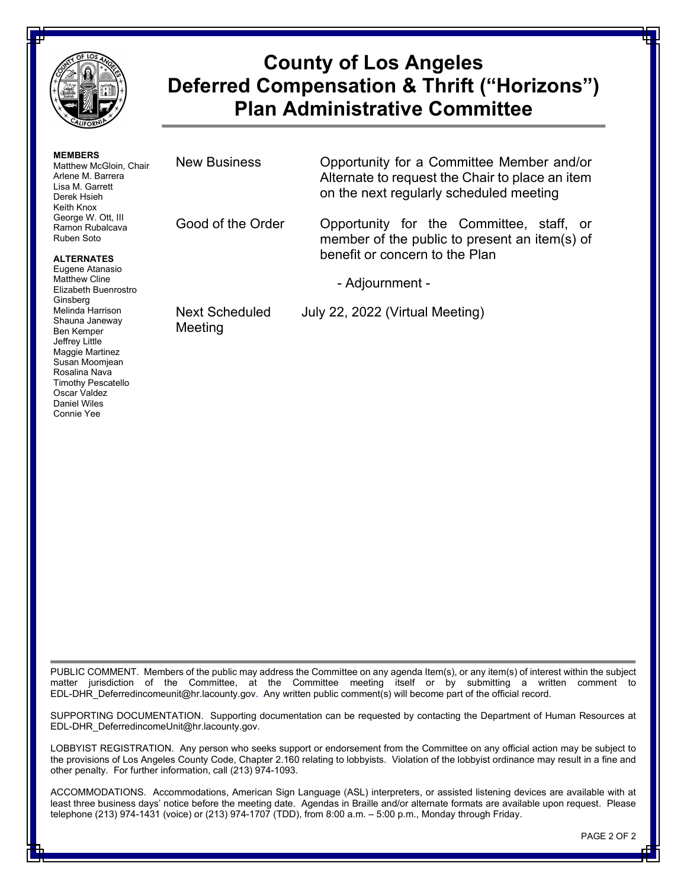# County of Los Angeles Deferred Compensation & Thrift ("Horizons") Plan Administrative Committee

**MEMBERS**

Matthew McGloin, Chair
Arlene M. Barrera
Lisa M. Garrett
Derek Hsieh
Keith Knox
George W. Ott, III
Ramon Rubalcava
Ruben Soto

**ALTERNATES**

Eugene Atanasio
Matthew Cline
Elizabeth Buenrostro Ginsberg
Melinda Harrison
Shauna Janeway
Ben Kemper
Jeffrey Little
Maggie Martinez
Susan Moomjean
Rosalina Nava
Timothy Pescatello
Oscar Valdez
Daniel Wiles
Connie Yee

New Business — Opportunity for a Committee Member and/or Alternate to request the Chair to place an item on the next regularly scheduled meeting

Good of the Order — Opportunity for the Committee, staff, or member of the public to present an item(s) of benefit or concern to the Plan

- Adjournment -

Next Scheduled Meeting — July 22, 2022 (Virtual Meeting)

PUBLIC COMMENT. Members of the public may address the Committee on any agenda Item(s), or any item(s) of interest within the subject matter jurisdiction of the Committee, at the Committee meeting itself or by submitting a written comment to EDL-DHR_Deferredincomeunit@hr.lacounty.gov. Any written public comment(s) will become part of the official record.

SUPPORTING DOCUMENTATION. Supporting documentation can be requested by contacting the Department of Human Resources at EDL-DHR_DeferredincomeUnit@hr.lacounty.gov.

LOBBYIST REGISTRATION. Any person who seeks support or endorsement from the Committee on any official action may be subject to the provisions of Los Angeles County Code, Chapter 2.160 relating to lobbyists. Violation of the lobbyist ordinance may result in a fine and other penalty. For further information, call (213) 974-1093.

ACCOMMODATIONS. Accommodations, American Sign Language (ASL) interpreters, or assisted listening devices are available with at least three business days' notice before the meeting date. Agendas in Braille and/or alternate formats are available upon request. Please telephone (213) 974-1431 (voice) or (213) 974-1707 (TDD), from 8:00 a.m. – 5:00 p.m., Monday through Friday.